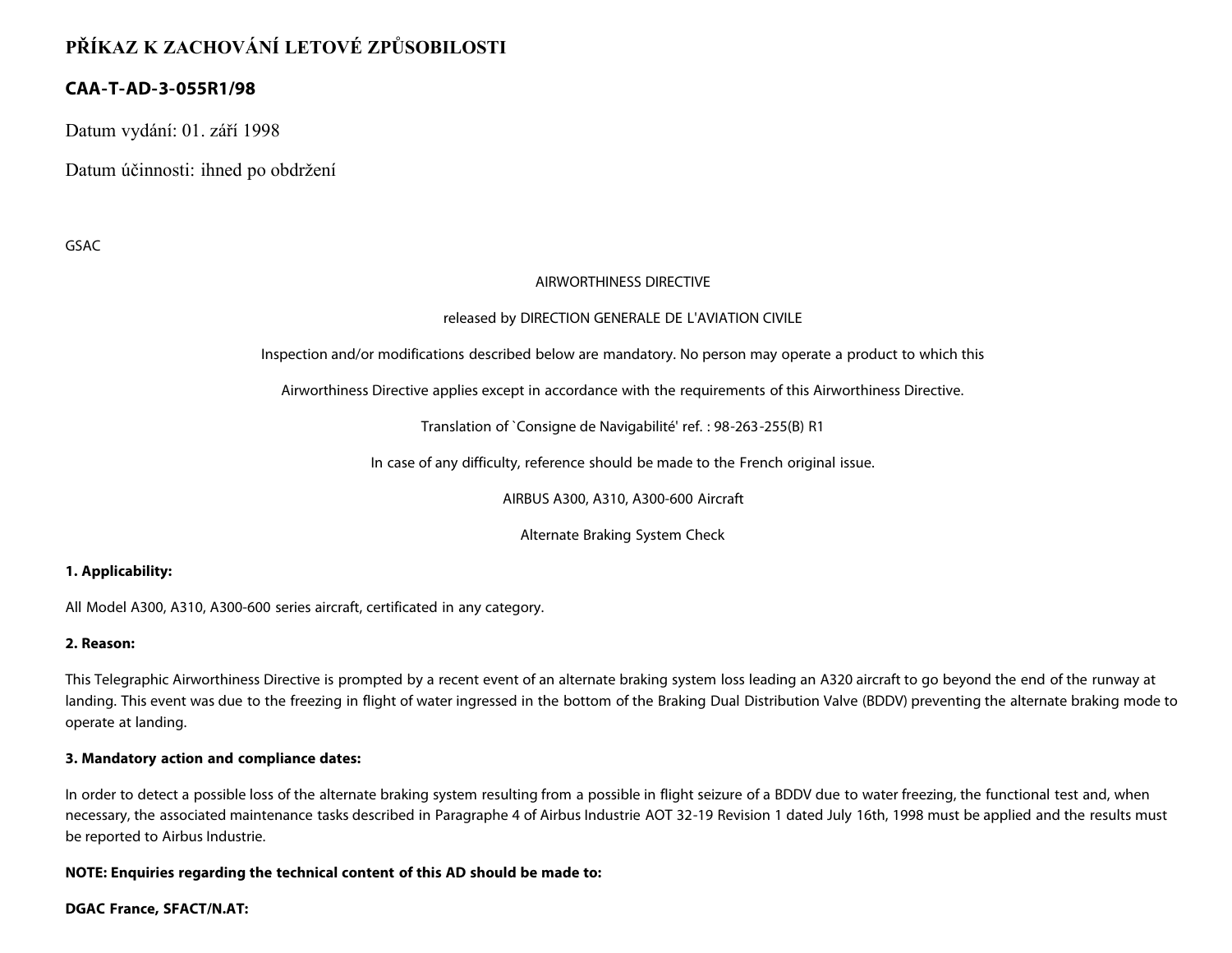# PŘÍKAZ K ZACHOVÁNÍ LETOVÉ ZPŮSOBILOSTI

## CAA-T-AD-3-055R1/98

Datum vydání: 01. září 1998

Datum účinnosti: ihned po obdržení

GSAC

AIRWORTHINESS DIRECTIVE

released by DIRECTION GENERALE DE L'AVIATION CIVILE

Inspection and/or modifications described below are mandatory. No person may operate a product to which this

Airworthiness Directive applies except in accordance with the requirements of this Airworthiness Directive.

Translation of `Consigne de Navigabilité' ref. : 98-263-255(B) R1

In case of any difficulty, reference should be made to the French original issue.

AIRBUS A300, A310, A300-600 Aircraft

Alternate Braking System Check

**1. Applicability:**

All Model A300, A310, A300-600 series aircraft, certificated in any category.

**2. Reason:**

This Telegraphic Airworthiness Directive is prompted by a recent event of an alternate braking system loss leading an A320 aircraft to go beyond the end of the runway at landing. This event was due to the freezing in flight of water ingressed in the bottom of the Braking Dual Distribution Valve (BDDV) preventing the alternate braking mode to operate at landing.

**3. Mandatory action and compliance dates:**

In order to detect a possible loss of the alternate braking system resulting from a possible in flight seizure of a BDDV due to water freezing, the functional test and, when necessary, the associated maintenance tasks described in Paragraphe 4 of Airbus Industrie AOT 32-19 Revision 1 dated July 16th, 1998 must be applied and the results must be reported to Airbus Industrie.

**NOTE: Enquiries regarding the technical content of this AD should be made to:**

**DGAC France, SFACT/N.AT:**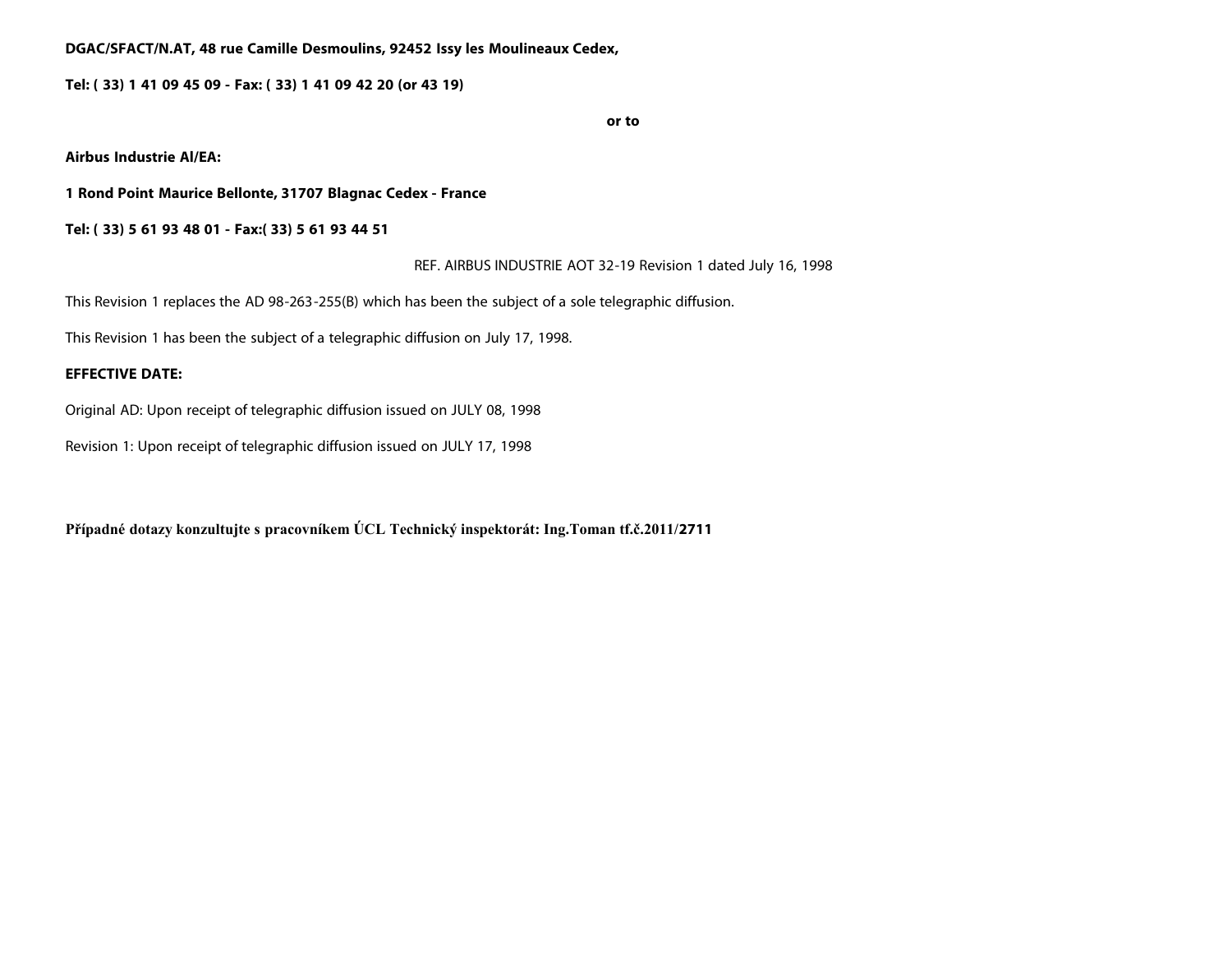**DGAC/SFACT/N.AT, 48 rue Camille Desmoulins, 92452 Issy les Moulineaux Cedex,**

**Tel: ( 33) 1 41 09 45 09 - Fax: ( 33) 1 41 09 42 20 (or 43 19)**

**or to**

**Airbus Industrie AI/EA:**

**1 Rond Point Maurice Bellonte, 31707 Blagnac Cedex - France**

**Tel: ( 33) 5 61 93 48 01 - Fax:( 33) 5 61 93 44 51**

REF. AIRBUS INDUSTRIE AOT 32-19 Revision 1 dated July 16, 1998

This Revision 1 replaces the AD 98-263-255(B) which has been the subject of a sole telegraphic diffusion.

This Revision 1 has been the subject of a telegraphic diffusion on July 17, 1998.

**EFFECTIVE DATE:**

Original AD: Upon receipt of telegraphic diffusion issued on JULY 08, 1998

Revision 1: Upon receipt of telegraphic diffusion issued on JULY 17, 1998

**Případné dotazy konzultujte s pracovníkem ÚCL Technický inspektorát: Ing.Toman tf.č.2011/2711**